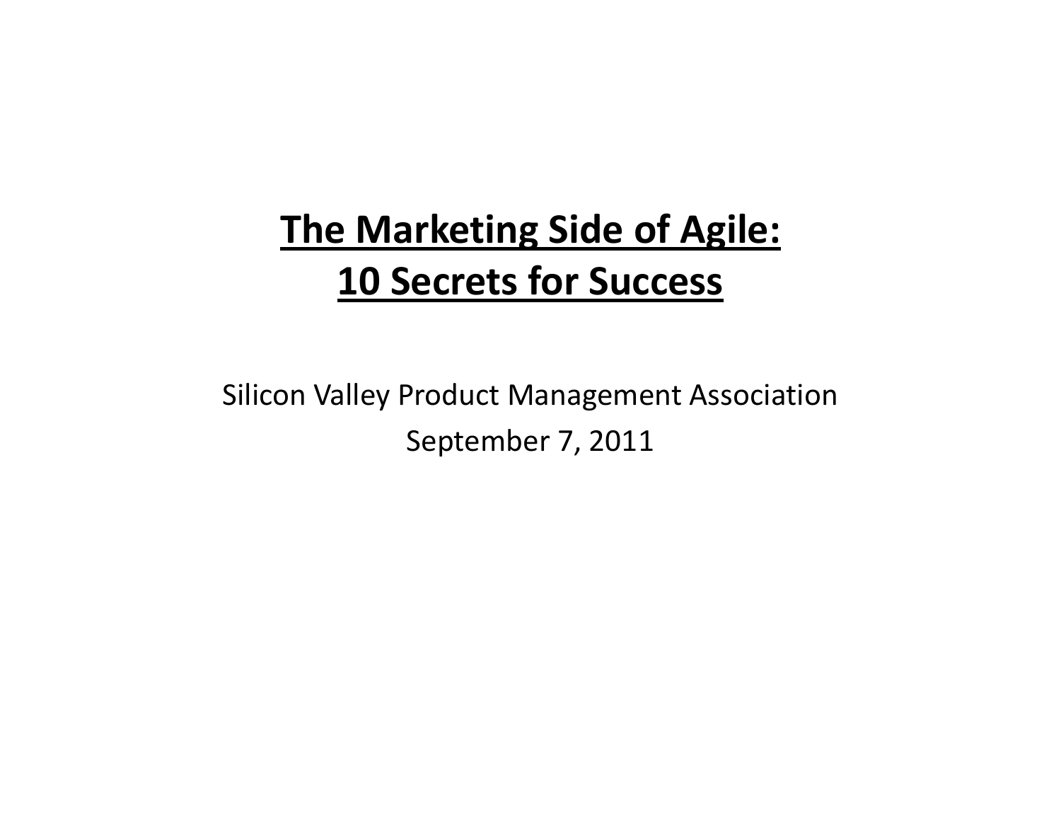# The Marketing Side of Agile: 10 Secrets for Success

Silicon Valley Product Management Association

September 7, 2011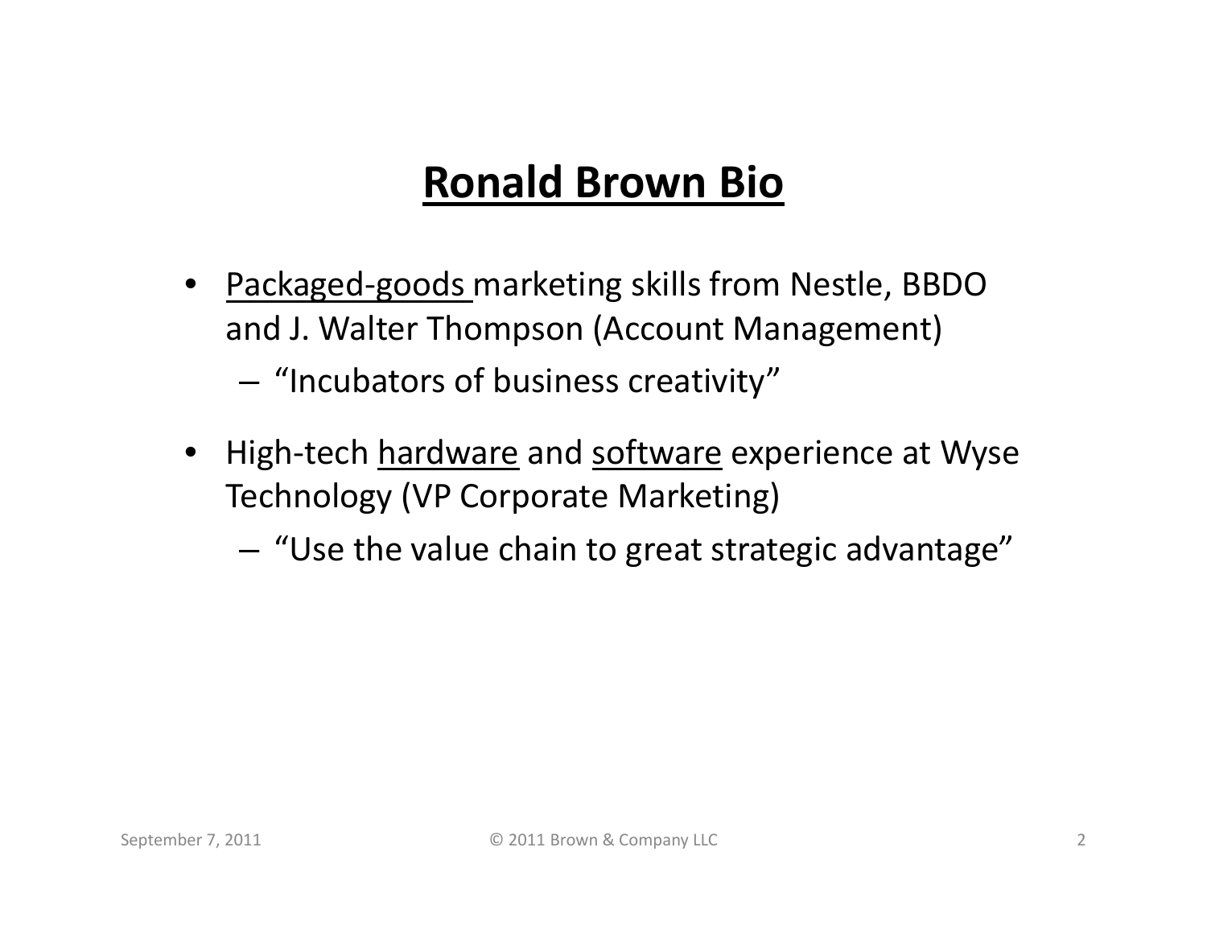# Ronald Brown Bio

- Packaged-goods marketing skills from Nestle, BBDO and J. Walter Thompson (Account Management)
  - "Incubators of business creativity"
- High-tech hardware and software experience at Wyse Technology (VP Corporate Marketing)
  - "Use the value chain to great strategic advantage"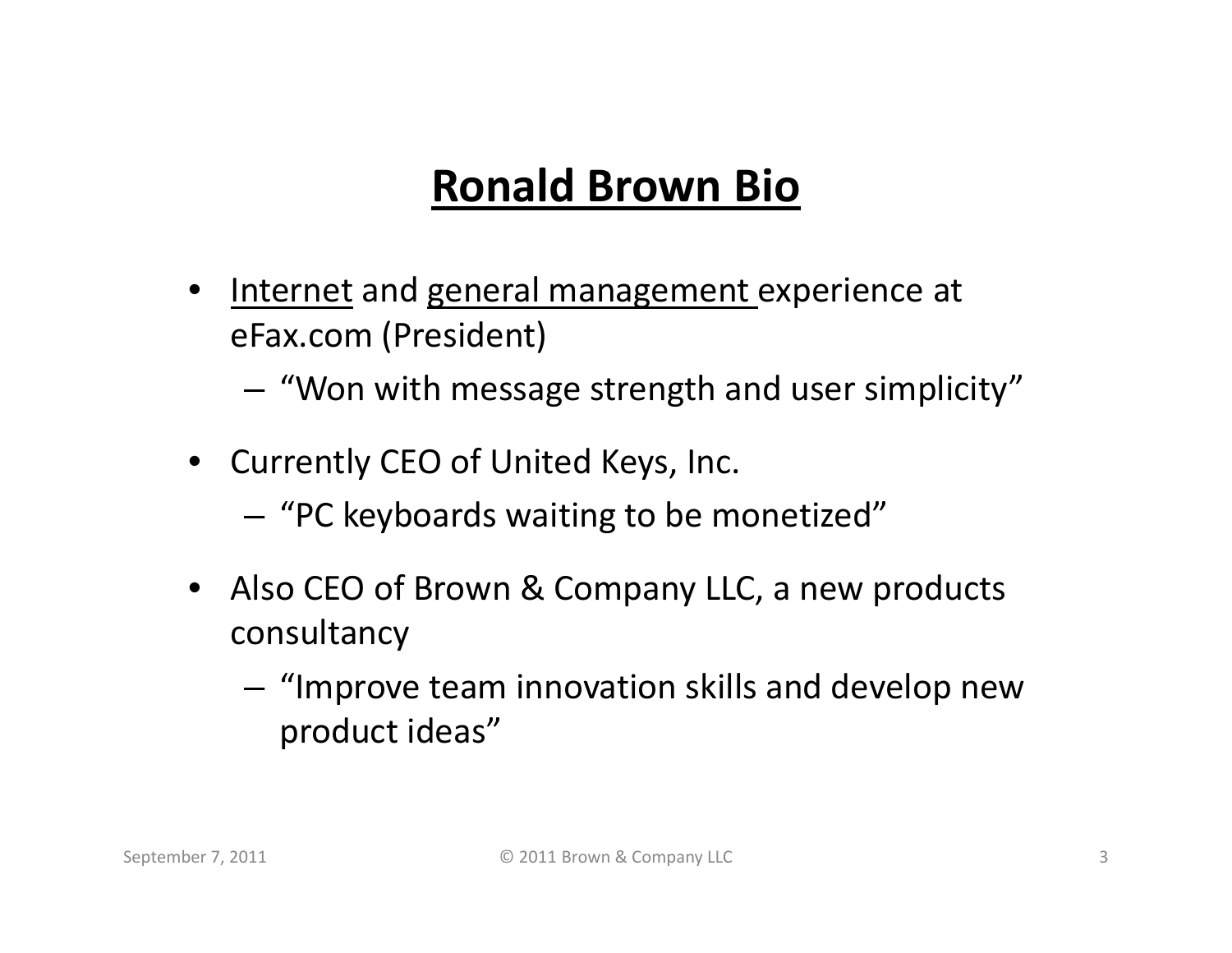# Ronald Brown Bio

- Internet and general management experience at eFax.com (President)
  - "Won with message strength and user simplicity"
- Currently CEO of United Keys, Inc.
  - "PC keyboards waiting to be monetized"
- Also CEO of Brown & Company LLC, a new products consultancy
  - "Improve team innovation skills and develop new product ideas"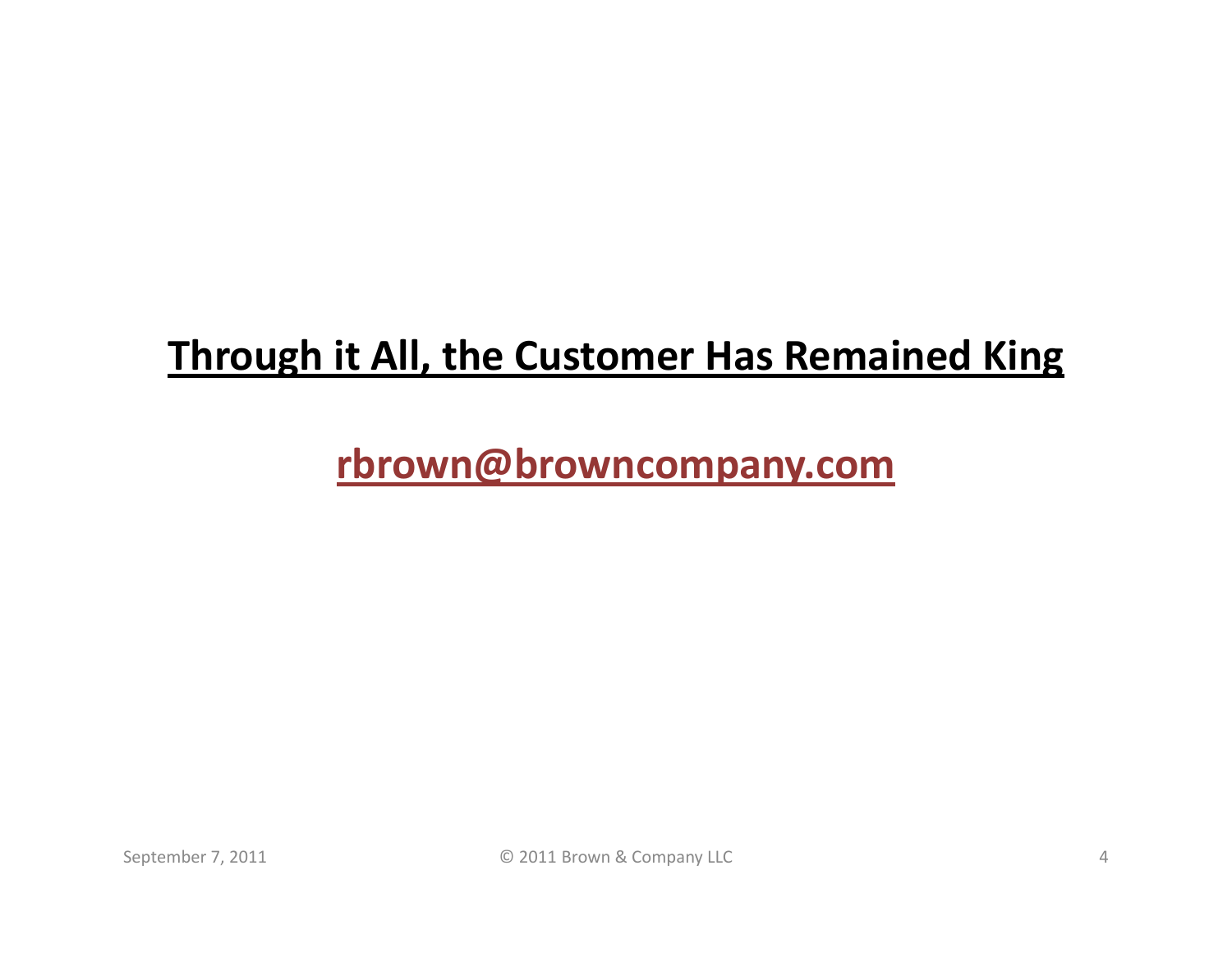**Through it All, the Customer Has Remained King**

**rbrown@browncompany.com**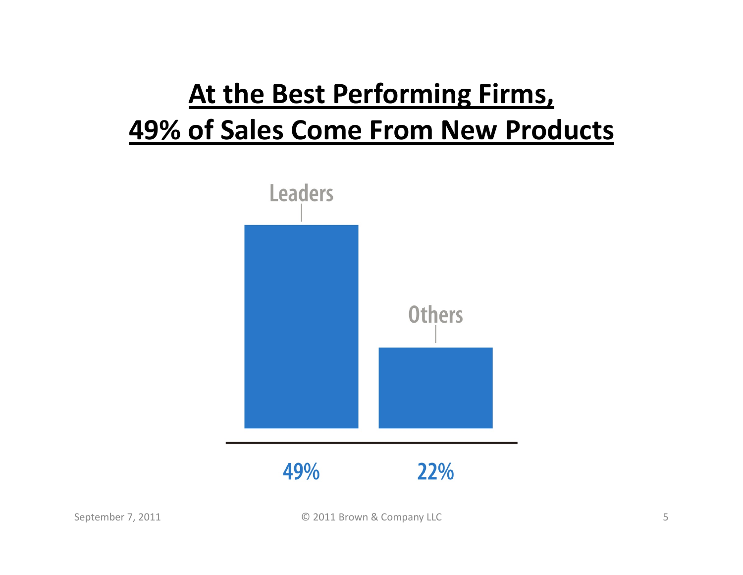# At the Best Performing Firms, 49% of Sales Come From New Products

| Leaders | Others |
| --- | --- |
| 49% | 22% |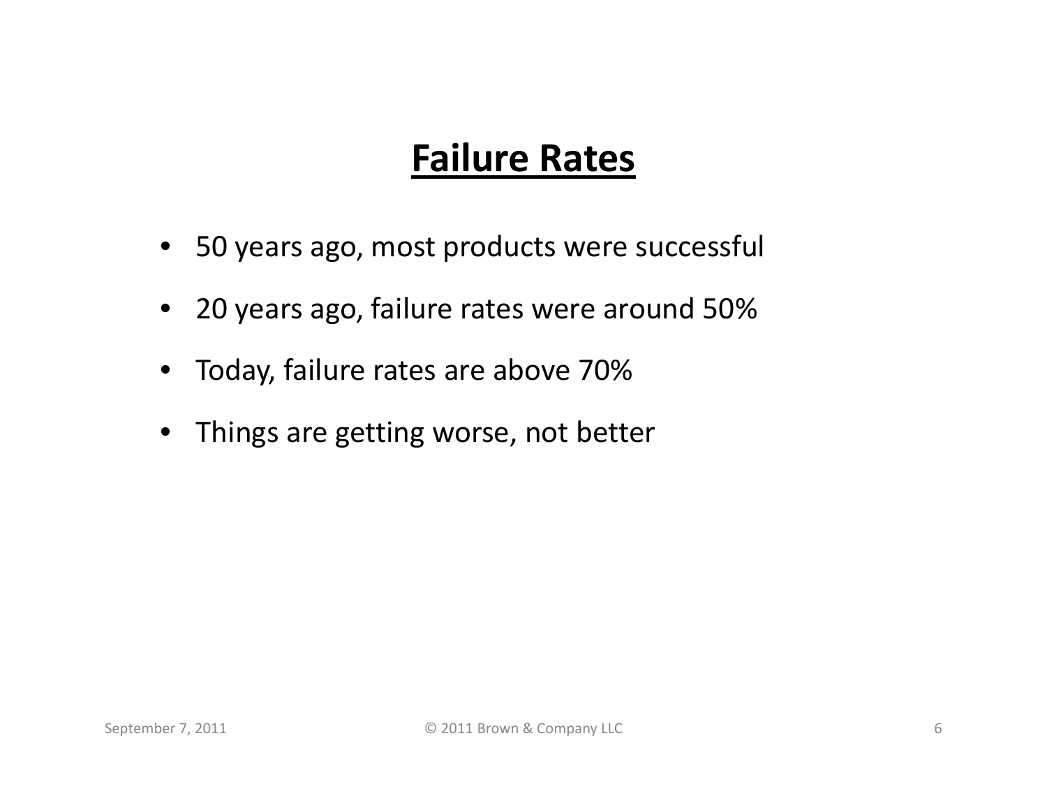# Failure Rates

- 50 years ago, most products were successful
- 20 years ago, failure rates were around 50%
- Today, failure rates are above 70%
- Things are getting worse, not better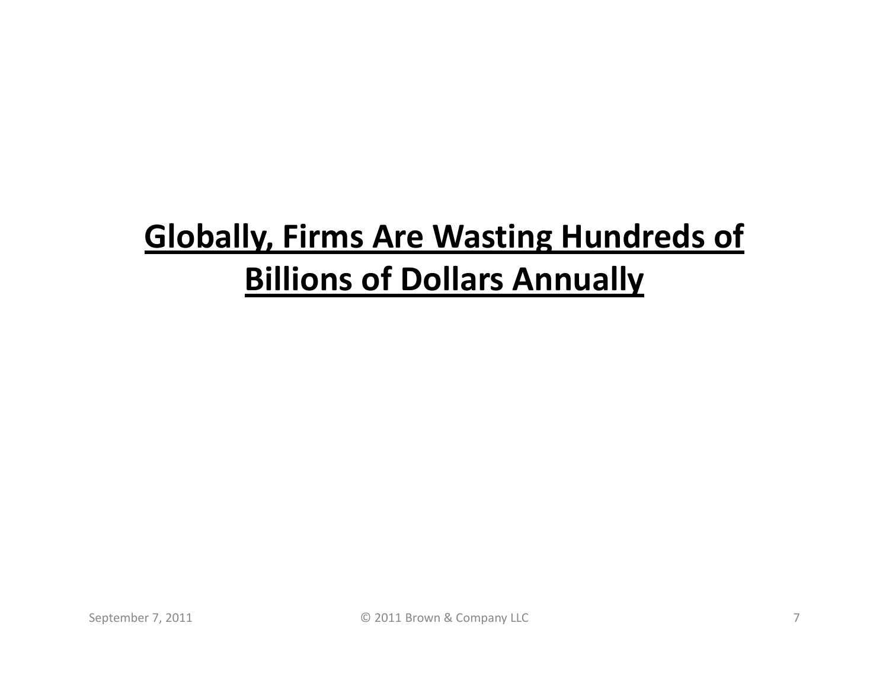# Globally, Firms Are Wasting Hundreds of Billions of Dollars Annually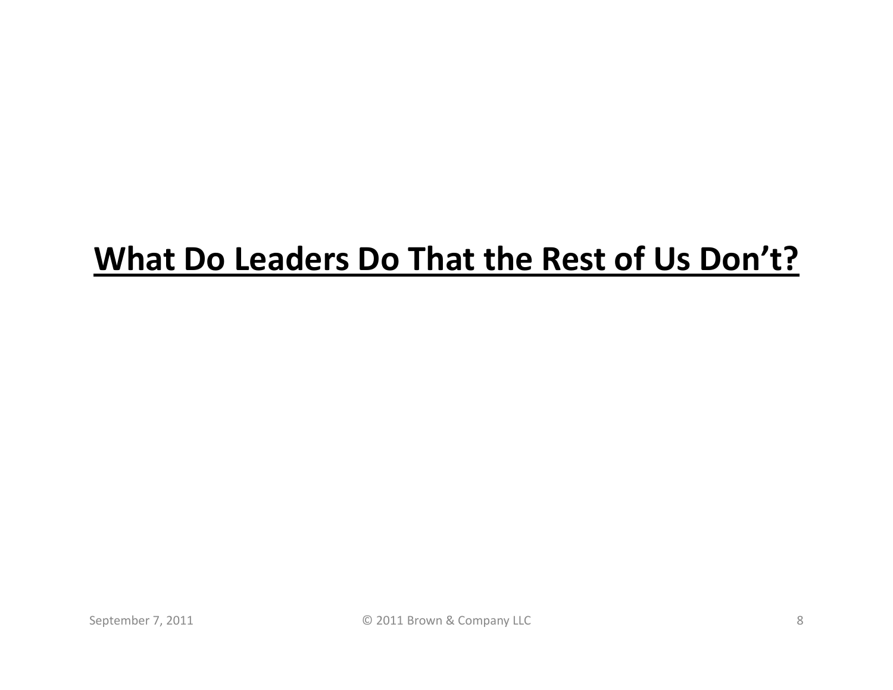## **What Do Leaders Do That the Rest of Us Don't?**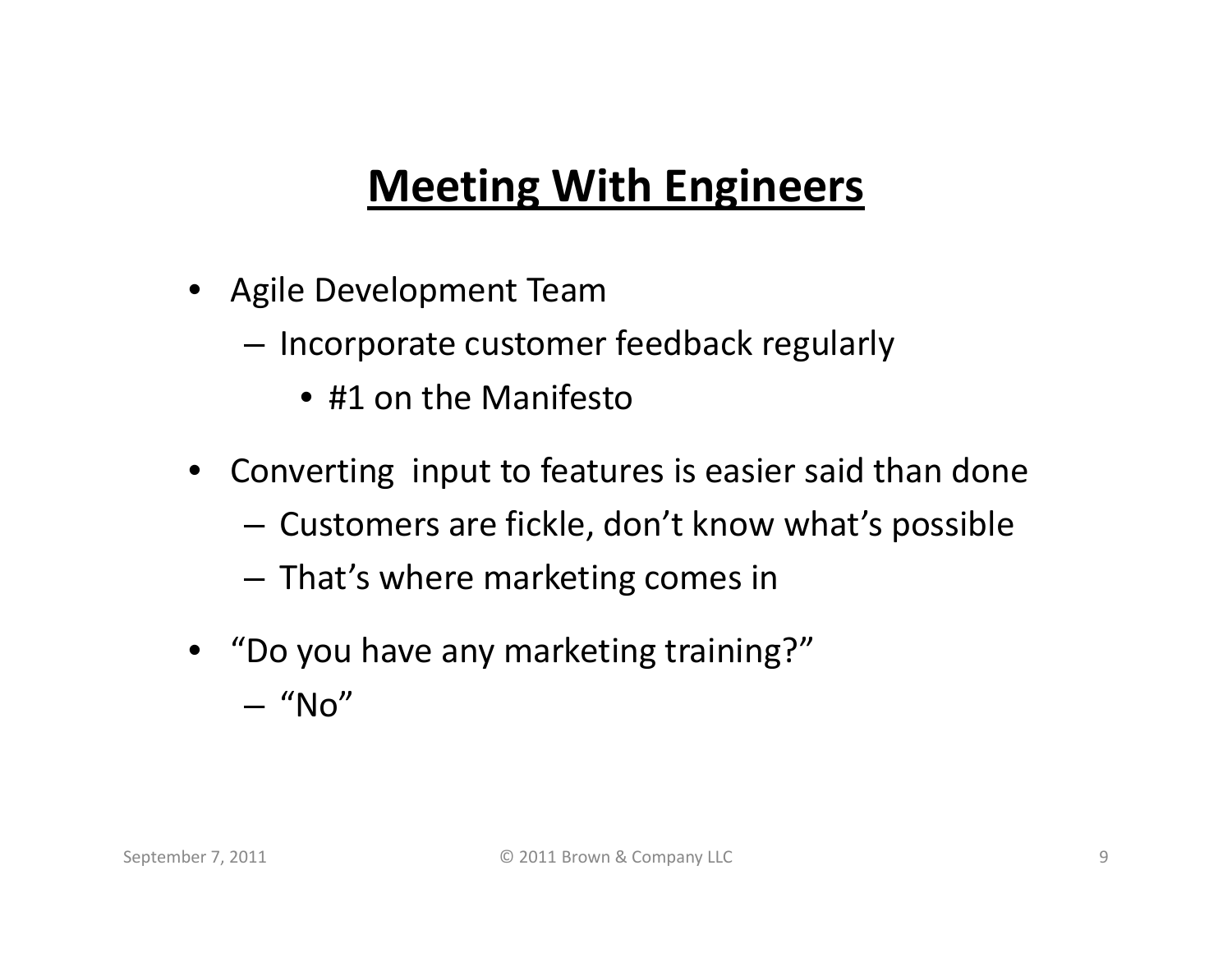# Meeting With Engineers

- Agile Development Team
  - Incorporate customer feedback regularly
    - #1 on the Manifesto
- Converting input to features is easier said than done
  - Customers are fickle, don't know what's possible
  - That's where marketing comes in
- "Do you have any marketing training?"
  - "No"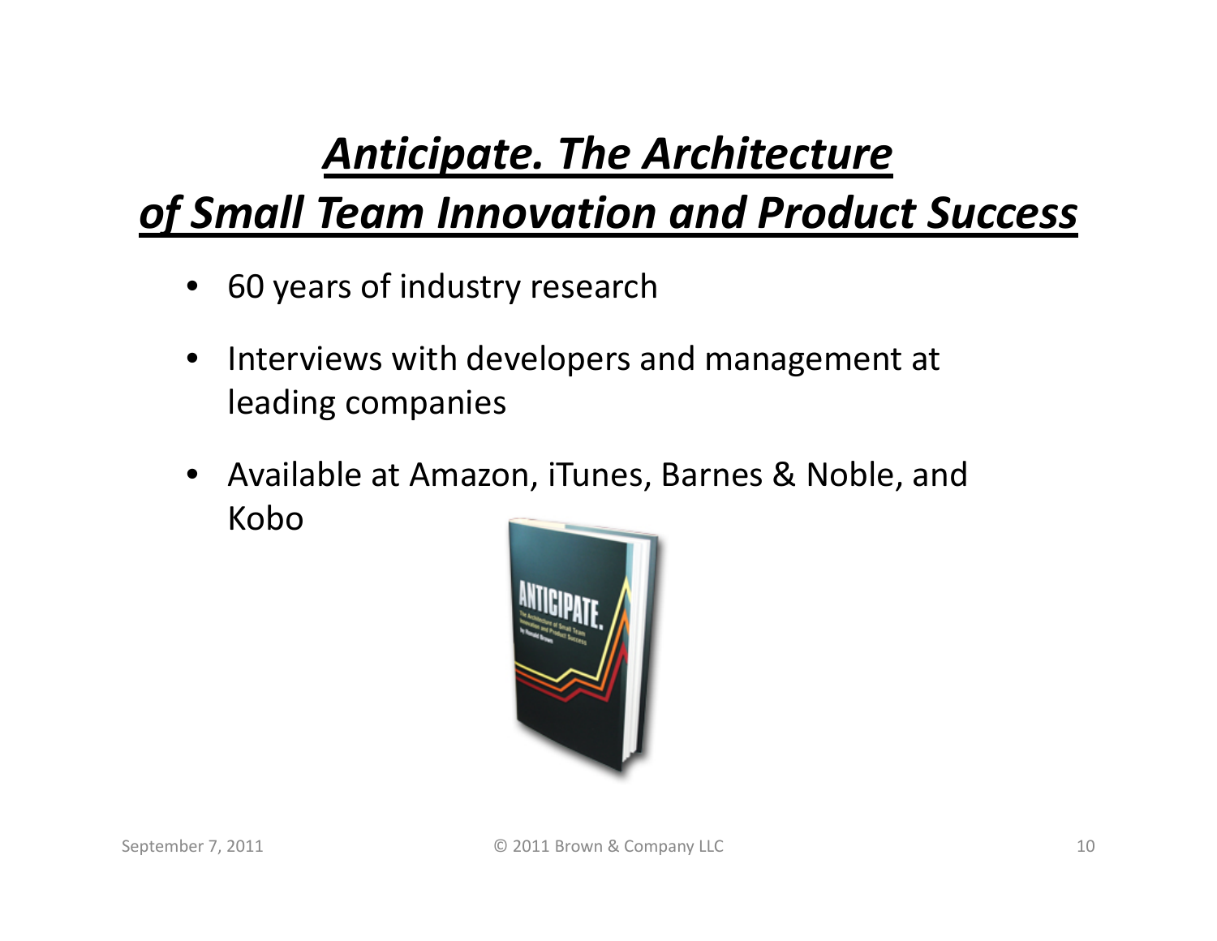# ***Anticipate. The Architecture of Small Team Innovation and Product Success***

- 60 years of industry research
- Interviews with developers and management at leading companies
- Available at Amazon, iTunes, Barnes & Noble, and Kobo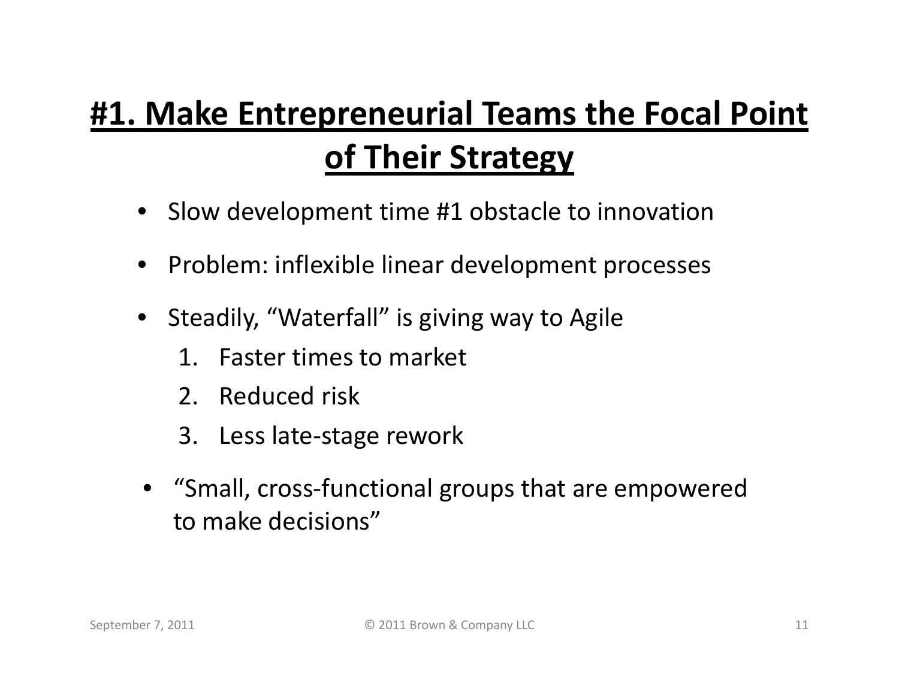# #1. Make Entrepreneurial Teams the Focal Point of Their Strategy

- Slow development time #1 obstacle to innovation
- Problem: inflexible linear development processes
- Steadily, “Waterfall” is giving way to Agile
  1. Faster times to market
  2. Reduced risk
  3. Less late-stage rework
- “Small, cross-functional groups that are empowered to make decisions”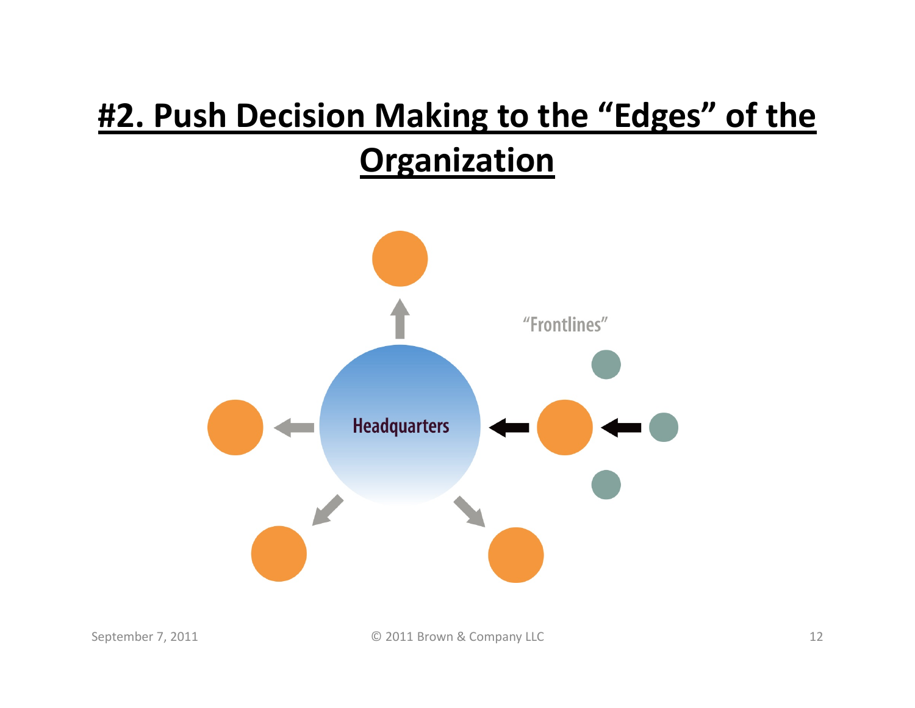# #2. Push Decision Making to the "Edges" of the Organization

"Frontlines"

Headquarters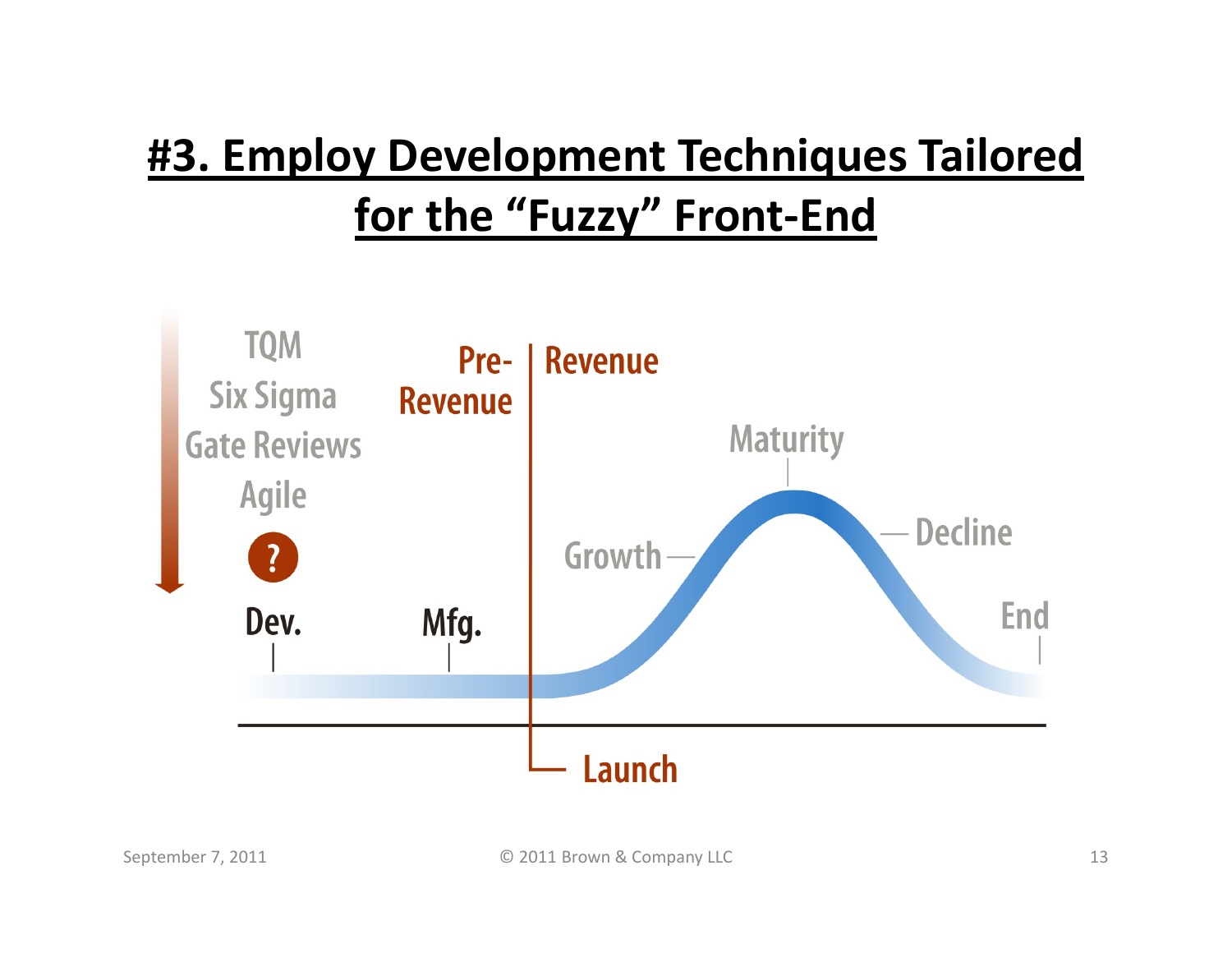# #3. Employ Development Techniques Tailored for the "Fuzzy" Front-End

TQM

Six Sigma

Gate Reviews

Agile

?

Pre-Revenue

Revenue

Maturity

Growth

Decline

Dev.

Mfg.

End

Launch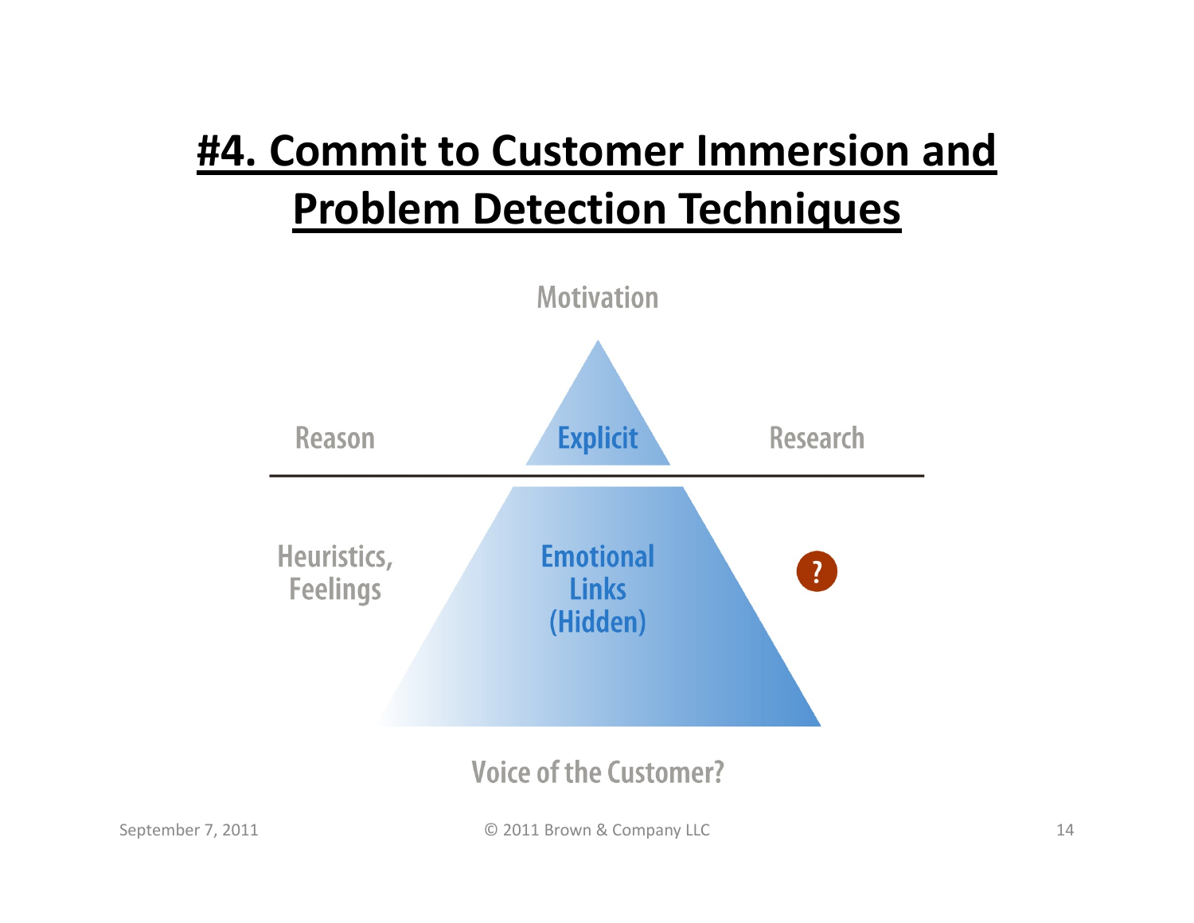# #4. Commit to Customer Immersion and Problem Detection Techniques

Motivation

Reason

Explicit

Research

Heuristics, Feelings

Emotional Links (Hidden)

?

Voice of the Customer?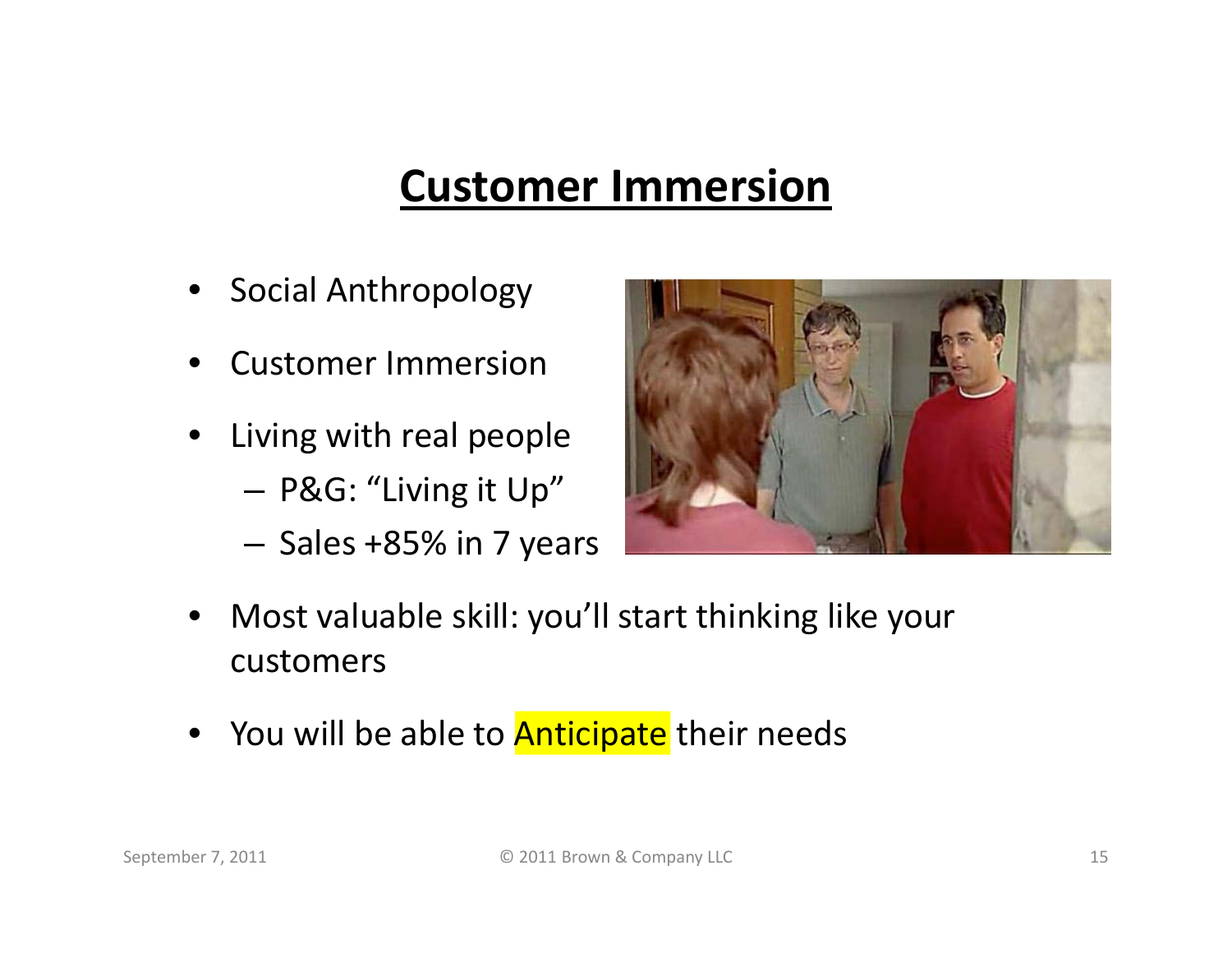## Customer Immersion

- Social Anthropology
- Customer Immersion
- Living with real people
  - P&G: "Living it Up"
  - Sales +85% in 7 years
- Most valuable skill: you'll start thinking like your customers
- You will be able to Anticipate their needs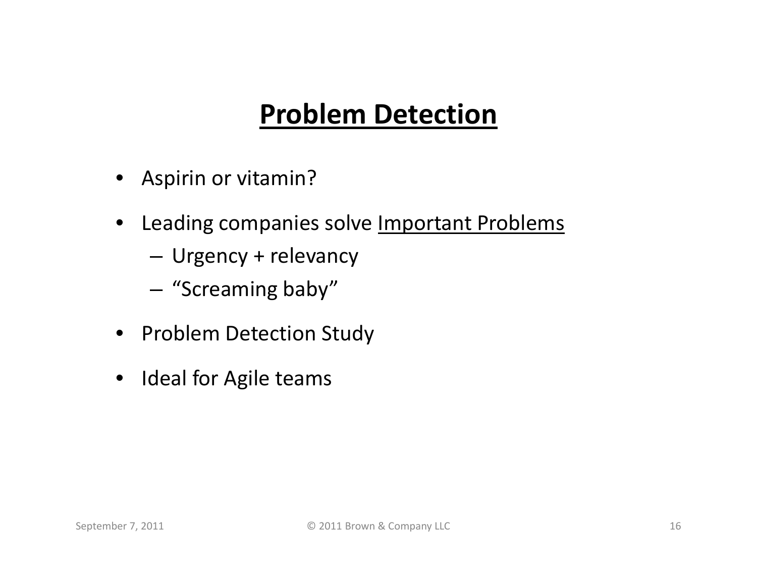## **Problem Detection**

- Aspirin or vitamin?
- Leading companies solve <u>Important Problems</u>
  - Urgency + relevancy
  - “Screaming baby”
- Problem Detection Study
- Ideal for Agile teams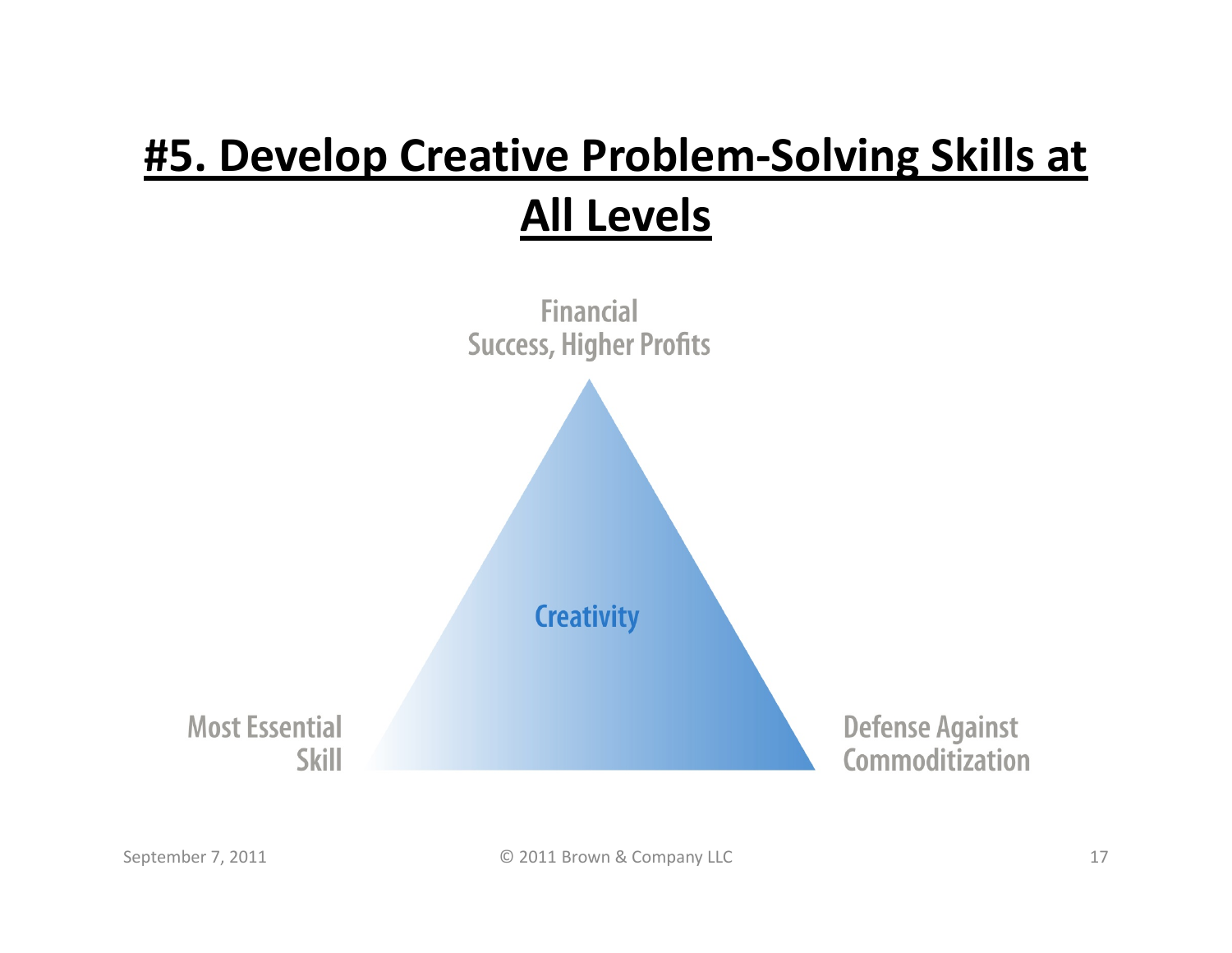# #5. Develop Creative Problem-Solving Skills at All Levels

Financial Success, Higher Profits

Creativity

Most Essential Skill

Defense Against Commoditization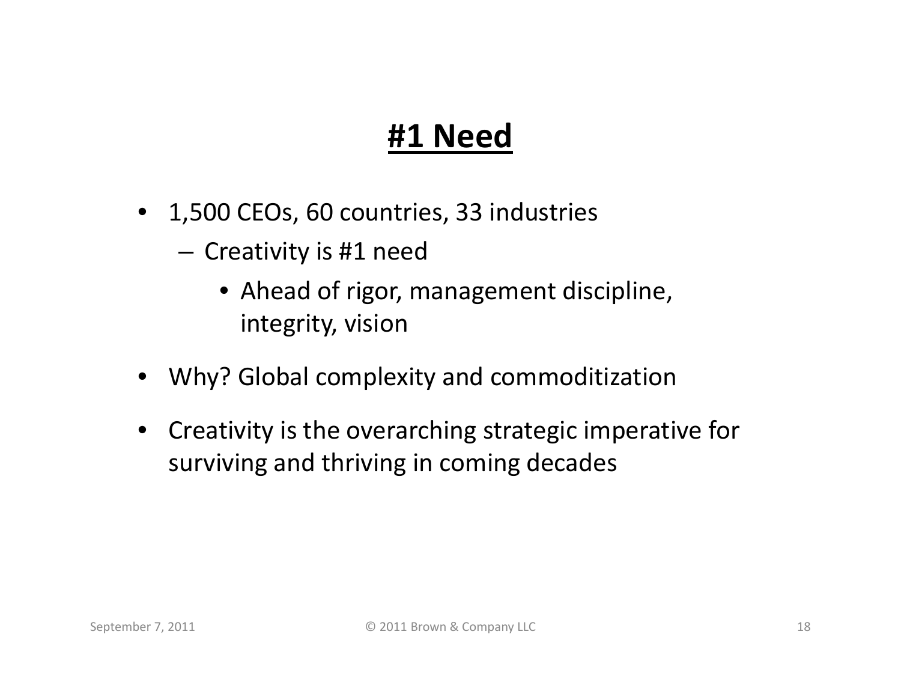# **#1 Need**

- 1,500 CEOs, 60 countries, 33 industries
  - Creativity is #1 need
    - Ahead of rigor, management discipline, integrity, vision
- Why? Global complexity and commoditization
- Creativity is the overarching strategic imperative for surviving and thriving in coming decades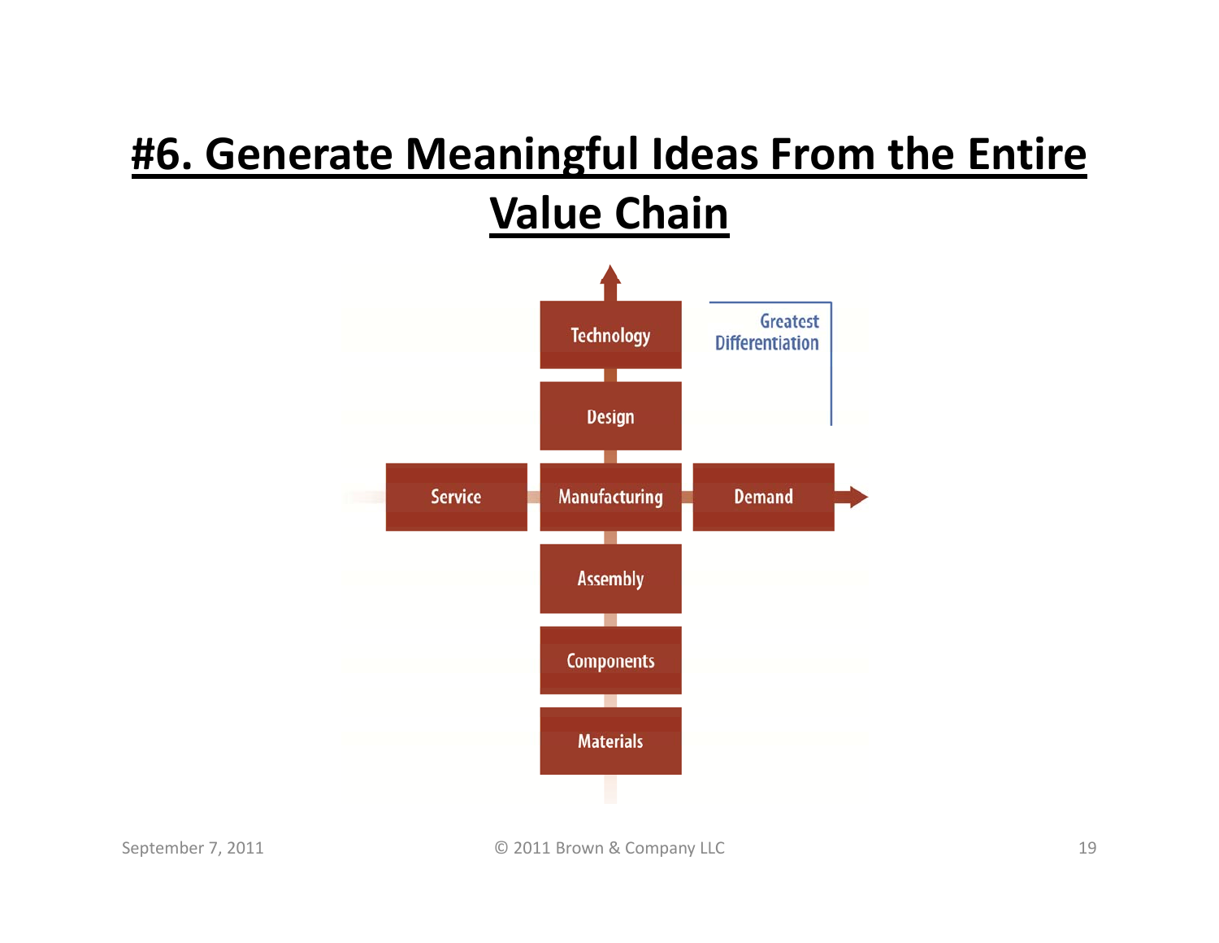# #6. Generate Meaningful Ideas From the Entire Value Chain

Technology

Design

Service | Manufacturing | Demand

Assembly

Components

Materials

Greatest Differentiation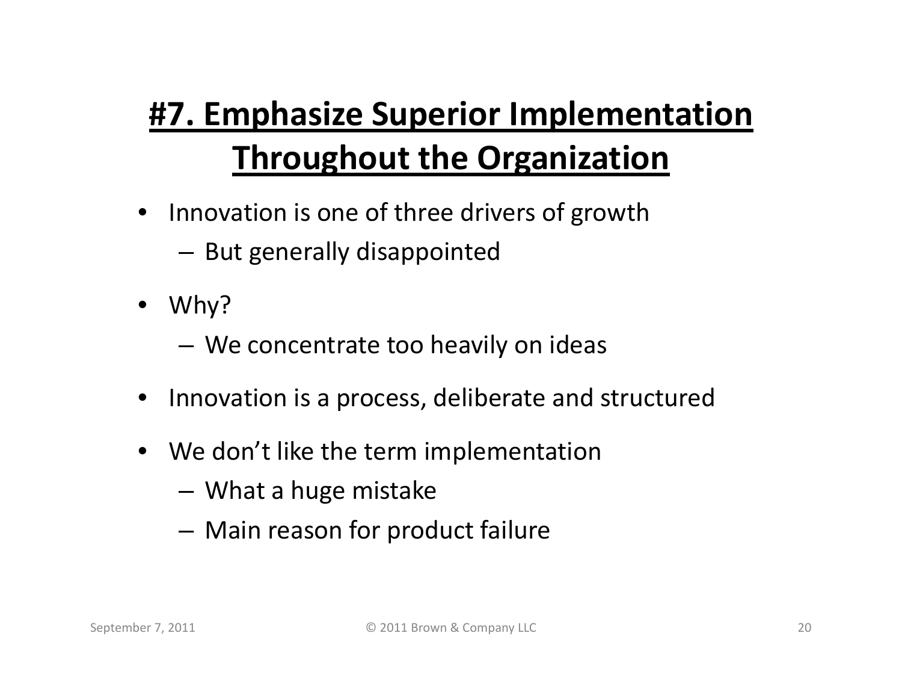## #7. Emphasize Superior Implementation Throughout the Organization

- Innovation is one of three drivers of growth
  - But generally disappointed
- Why?
  - We concentrate too heavily on ideas
- Innovation is a process, deliberate and structured
- We don't like the term implementation
  - What a huge mistake
  - Main reason for product failure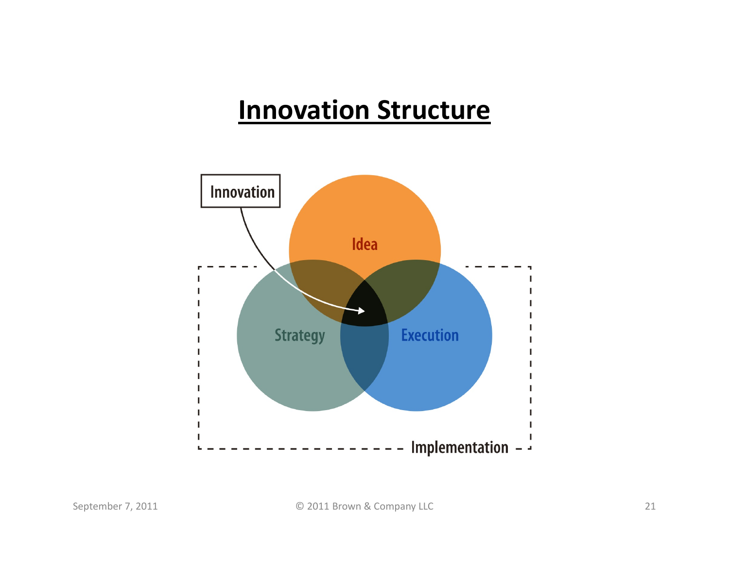# Innovation Structure

Innovation

Idea

Strategy

Execution

Implementation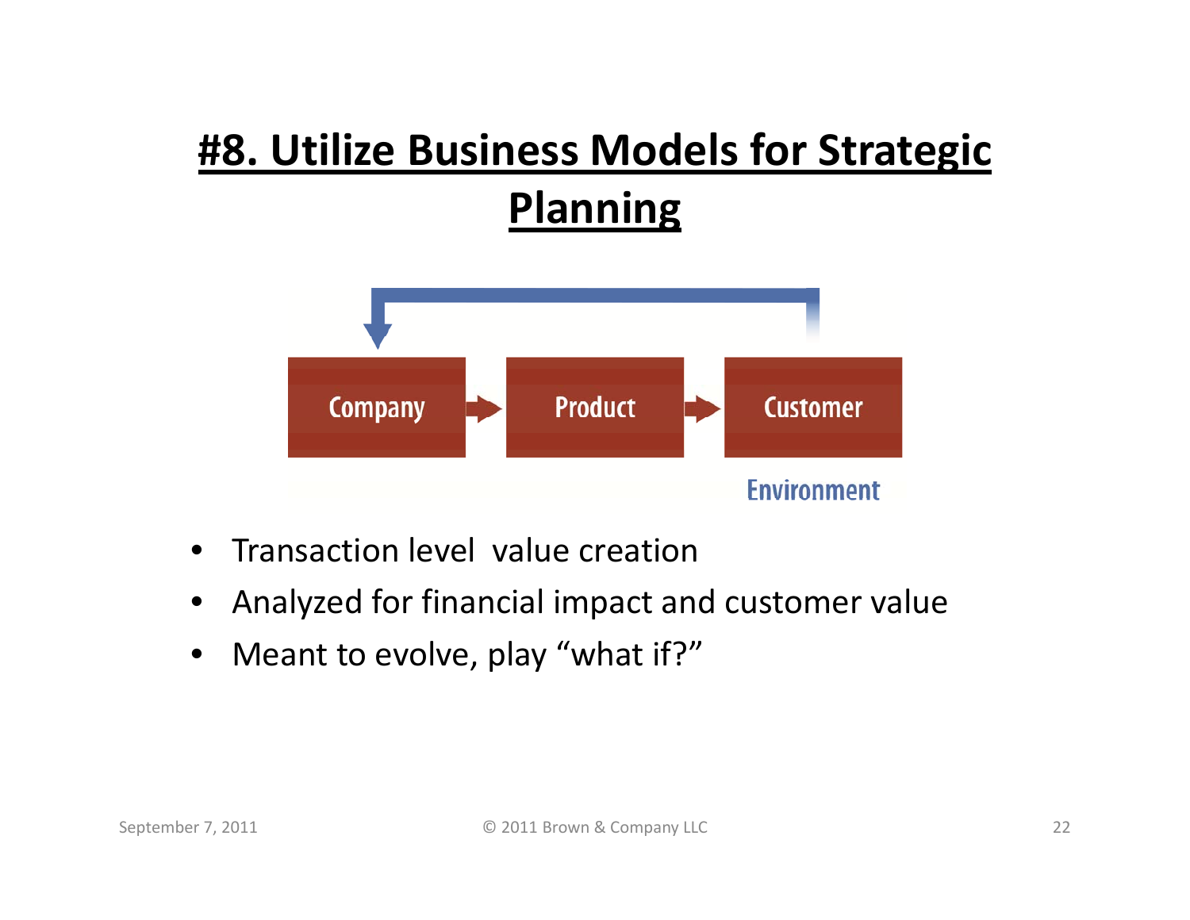# #8. Utilize Business Models for Strategic Planning

Company → Product → Customer

Environment

- Transaction level value creation
- Analyzed for financial impact and customer value
- Meant to evolve, play "what if?"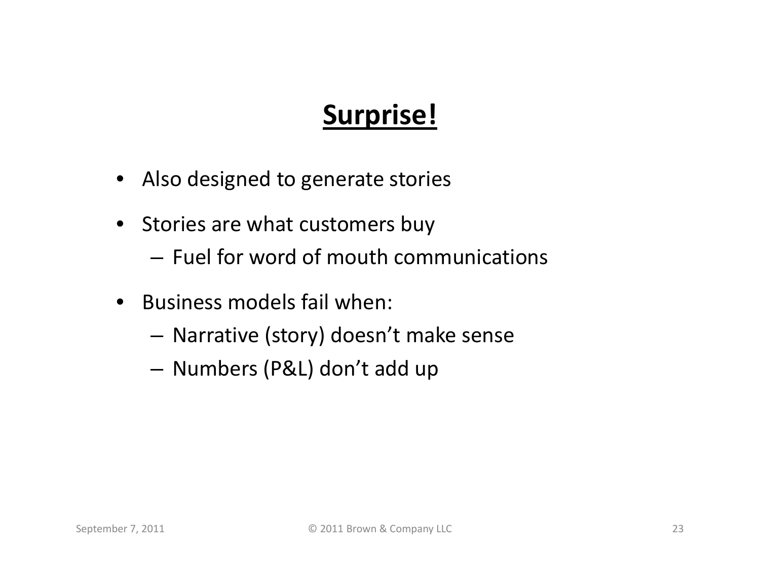# Surprise!

- Also designed to generate stories
- Stories are what customers buy
  - Fuel for word of mouth communications
- Business models fail when:
  - Narrative (story) doesn't make sense
  - Numbers (P&L) don't add up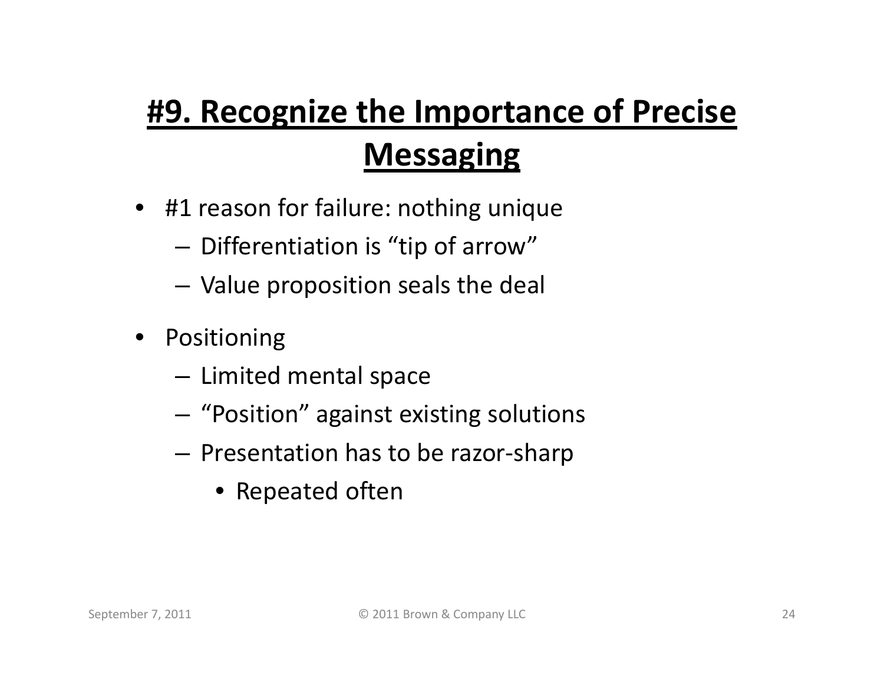# #9. Recognize the Importance of Precise Messaging

- #1 reason for failure: nothing unique
  - Differentiation is "tip of arrow"
  - Value proposition seals the deal
- Positioning
  - Limited mental space
  - "Position" against existing solutions
  - Presentation has to be razor-sharp
    - Repeated often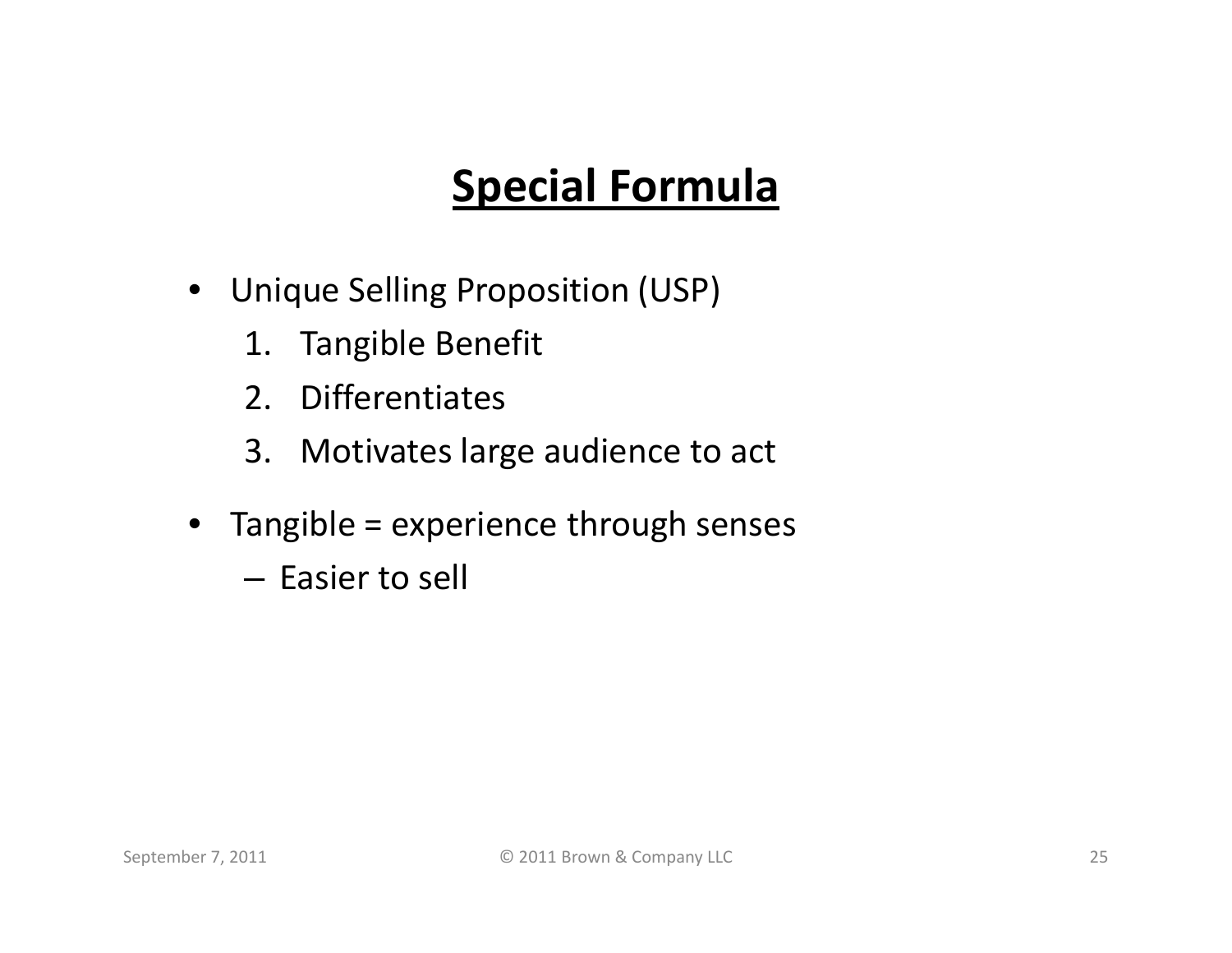# Special Formula

- Unique Selling Proposition (USP)
  1. Tangible Benefit
  2. Differentiates
  3. Motivates large audience to act
- Tangible = experience through senses
  - Easier to sell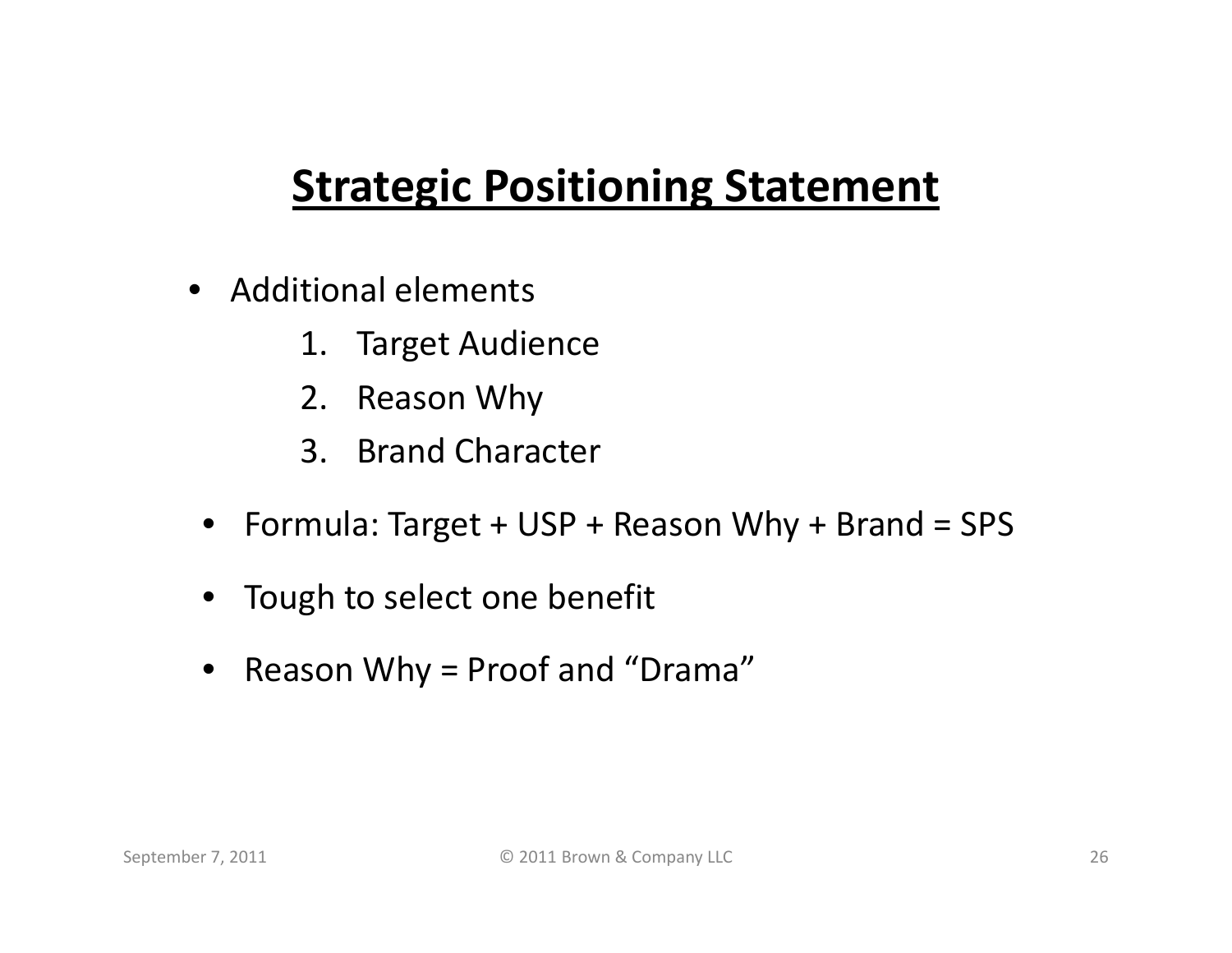# Strategic Positioning Statement

- Additional elements
  1. Target Audience
  2. Reason Why
  3. Brand Character
- Formula: Target + USP + Reason Why + Brand = SPS
- Tough to select one benefit
- Reason Why = Proof and "Drama"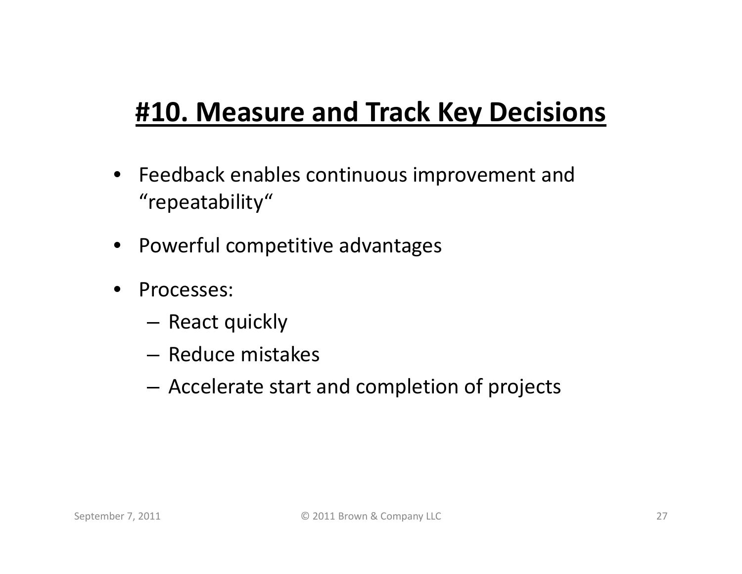# #10. Measure and Track Key Decisions

- Feedback enables continuous improvement and "repeatability"
- Powerful competitive advantages
- Processes:
  - React quickly
  - Reduce mistakes
  - Accelerate start and completion of projects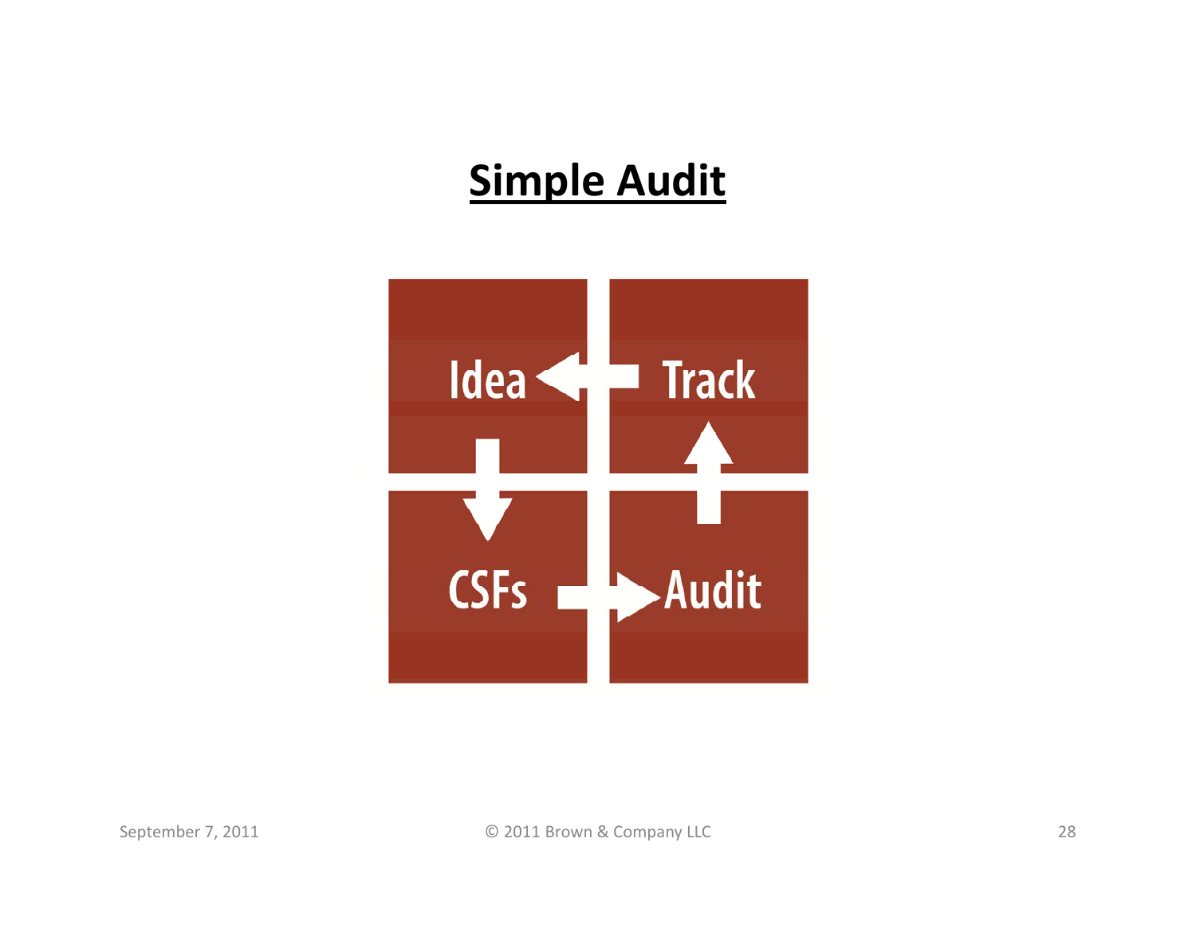# Simple Audit

Idea → CSFs → Audit → Track → Idea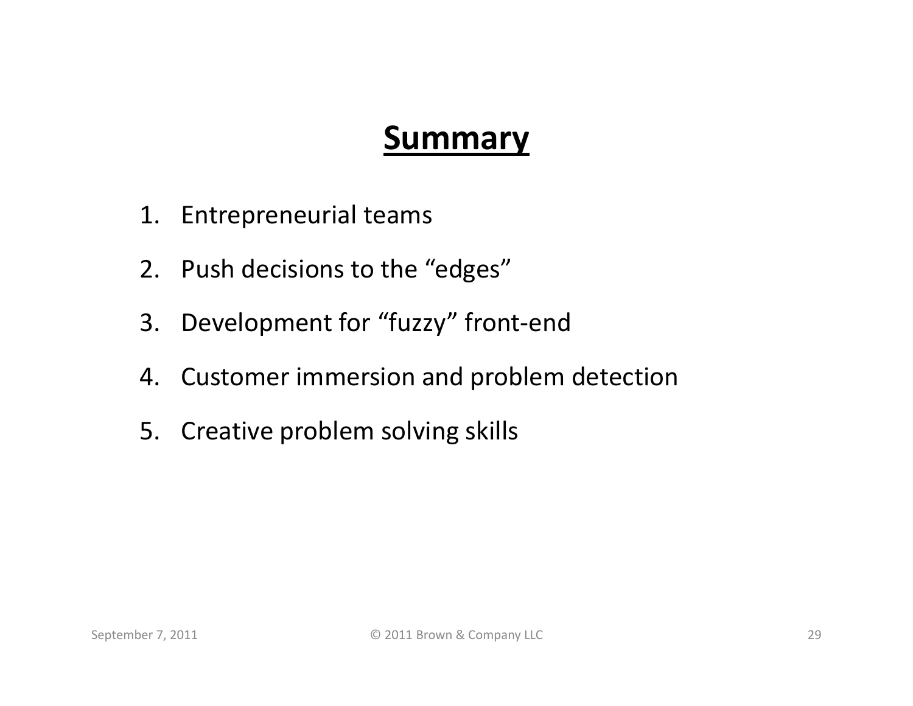# Summary

1. Entrepreneurial teams
2. Push decisions to the “edges”
3. Development for “fuzzy” front-end
4. Customer immersion and problem detection
5. Creative problem solving skills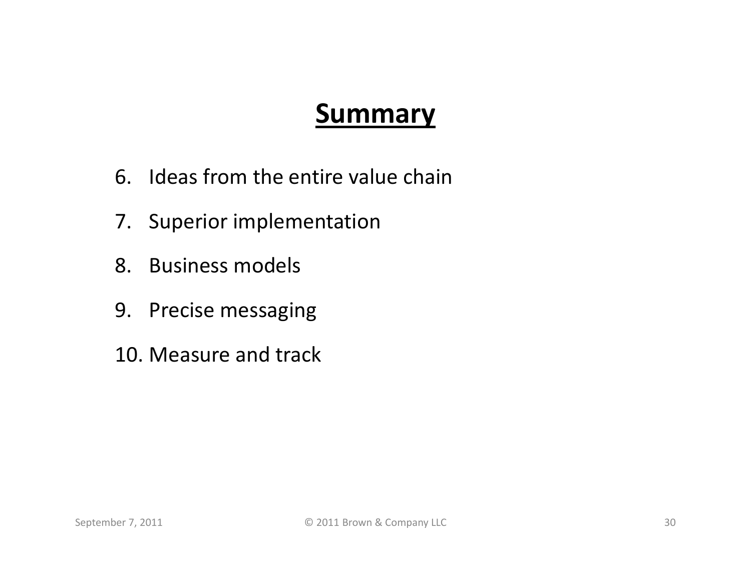## Summary

6. Ideas from the entire value chain
7. Superior implementation
8. Business models
9. Precise messaging
10. Measure and track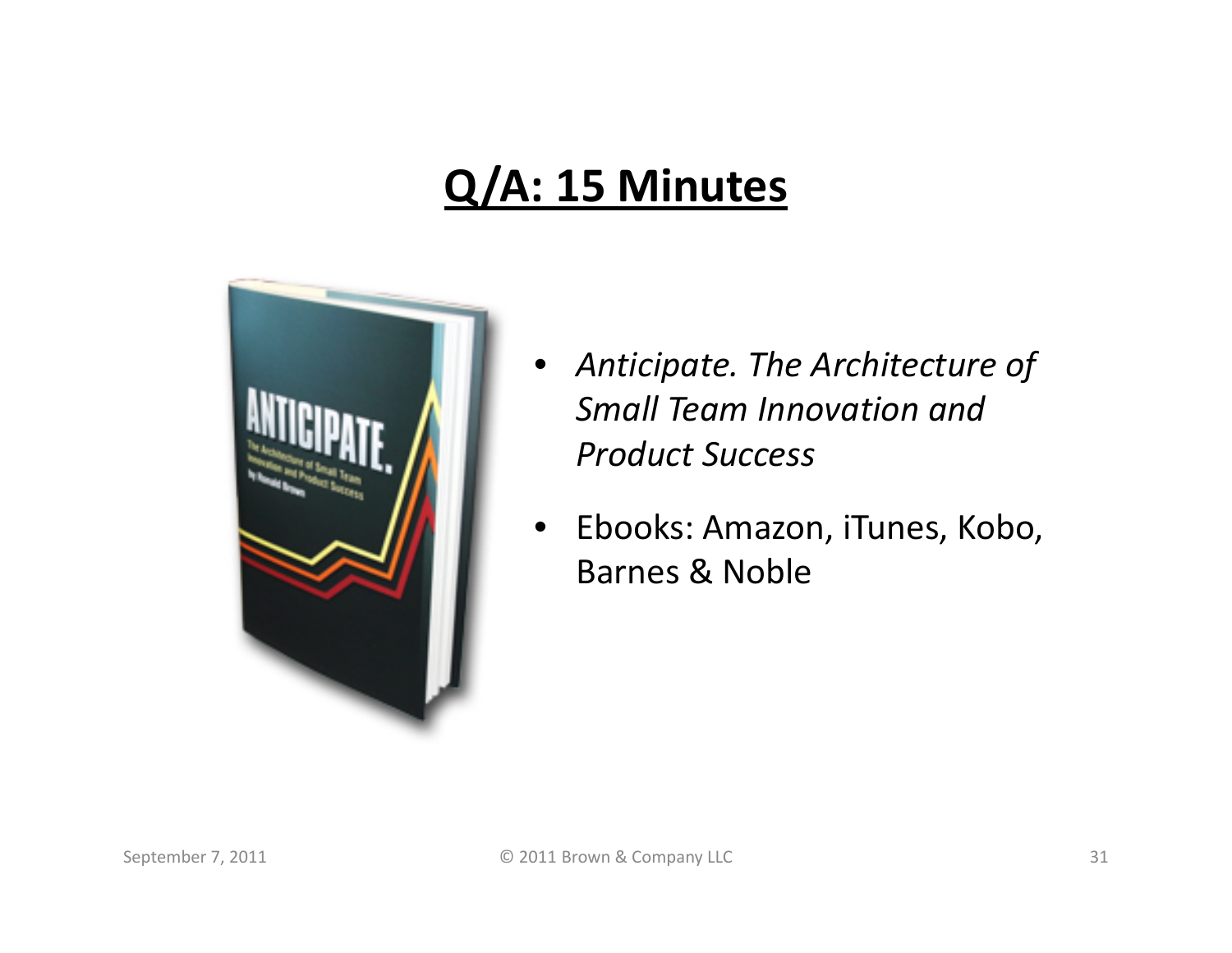# Q/A: 15 Minutes

- *Anticipate. The Architecture of Small Team Innovation and Product Success*
- Ebooks: Amazon, iTunes, Kobo, Barnes & Noble